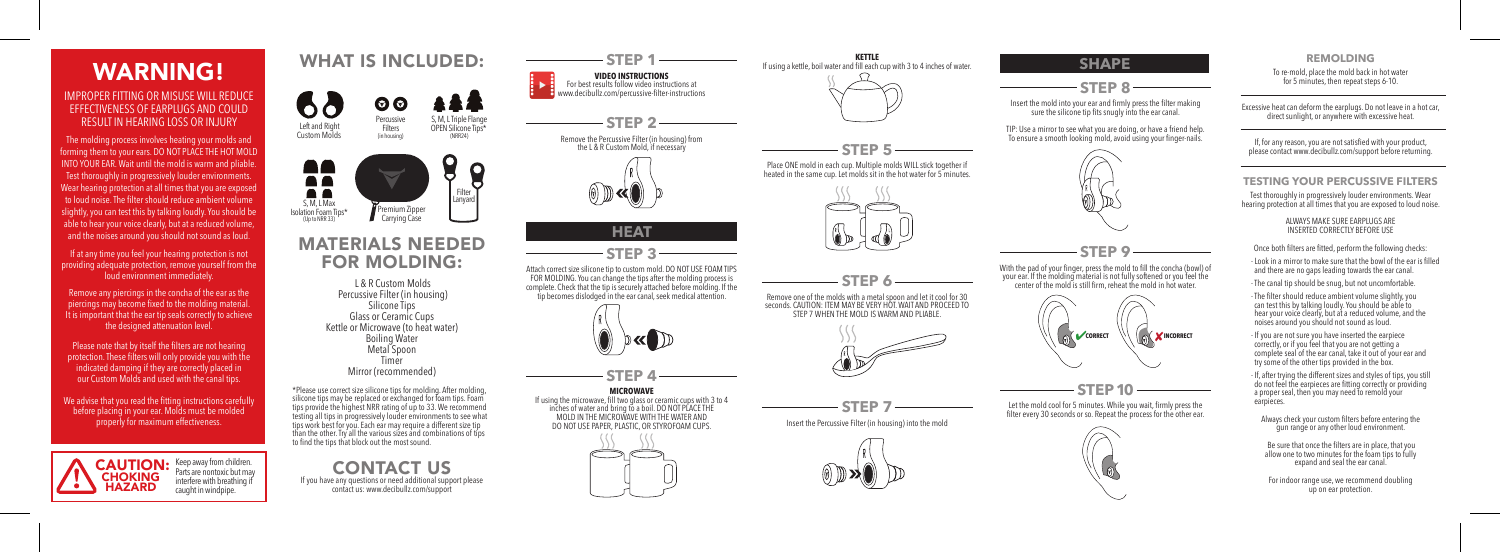# WARNING!

IMPROPER FITTING OR MISUSE WILL REDUCE EFFECTIVENESS OF EARPLUGS AND COULD RESULT IN HEARING LOSS OR INJURY

The molding process involves heating your molds and forming them to your ears. DO NOT PLACE THE HOT MOLD INTO YOUR EAR. Wait until the mold is warm and pliable. Test thoroughly in progressively louder environments. Wear hearing protection at all times that you are exposed to loud noise. The filter should reduce ambient volume slightly, you can test this by talking loudly. You should be able to hear your voice clearly, but at a reduced volume, and the noises around you should not sound as loud.

If at any time you feel your hearing protection is not providing adequate protection, remove yourself from the loud environment immediately.

Remove any piercings in the concha of the ear as the piercings may become fixed to the molding material. It is important that the ear tip seals correctly to achieve the designed attenuation level.

Please note that by itself the filters are not hearing protection. These filters will only provide you with the indicated damping if they are correctly placed in our Custom Molds and used with the canal tips.

We advise that you read the fitting instructions carefully before placing in your ear. Molds must be molded properly for maximum effectiveness.

**CAUTION: CHOKING HAZARD** Keep away from children. Parts are nontoxic but may interfere with breathing if caught in windpipe.

## WHAT IS INCLUDED:

- Left and Right Custom Molds
- Percussive Filters (in housing)
- S, M, L Triple Flange OPEN Silicone Tips* (NRR24)
- S, M, L Max Isolation Foam Tips* (Up to NRR 33)
- Premium Zipper Carrying Case
- Filter Lanyard

## MATERIALS NEEDED FOR MOLDING:

L & R Custom Molds
Percussive Filter (in housing)
Silicone Tips
Glass or Ceramic Cups
Kettle or Microwave (to heat water)
Boiling Water
Metal Spoon
Timer
Mirror (recommended)

*Please use correct size silicone tips for molding. After molding, silicone tips may be replaced or exchanged for foam tips. Foam tips provide the highest NRR rating of up to 33. We recommend testing all tips in progressively louder environments to see what tips work best for you. Each ear may require a different size tip than the other. Try all the various sizes and combinations of tips to find the tips that block out the most sound.

## CONTACT US

If you have any questions or need additional support please contact us: www.decibullz.com/support

## STEP 1

**VIDEO INSTRUCTIONS**
For best results follow video instructions at www.decibullz.com/percussive-filter-instructions

## STEP 2

Remove the Percussive Filter (in housing) from the L & R Custom Mold, if necessary

## HEAT

## STEP 3

Attach correct size silicone tip to custom mold. DO NOT USE FOAM TIPS FOR MOLDING. You can change the tips after the molding process is complete. Check that the tip is securely attached before molding. If the tip becomes dislodged in the ear canal, seek medical attention.

## STEP 4

**MICROWAVE**
If using the microwave, fill two glass or ceramic cups with 3 to 4 inches of water and bring to a boil. DO NOT PLACE THE MOLD IN THE MICROWAVE WITH THE WATER AND DO NOT USE PAPER, PLASTIC, OR STYROFOAM CUPS.

**KETTLE**
If using a kettle, boil water and fill each cup with 3 to 4 inches of water.

## STEP 5

Place ONE mold in each cup. Multiple molds WILL stick together if heated in the same cup. Let molds sit in the hot water for 5 minutes.

## STEP 6

Remove one of the molds with a metal spoon and let it cool for 30 seconds. CAUTION: ITEM MAY BE VERY HOT. WAIT AND PROCEED TO STEP 7 WHEN THE MOLD IS WARM AND PLIABLE.

## STEP 7

Insert the Percussive Filter (in housing) into the mold

## SHAPE

## STEP 8

Insert the mold into your ear and firmly press the filter making sure the silicone tip fits snugly into the ear canal.

TIP: Use a mirror to see what you are doing, or have a friend help. To ensure a smooth looking mold, avoid using your finger-nails.

## STEP 9

With the pad of your finger, press the mold to fill the concha (bowl) of your ear. If the molding material is not fully softened or you feel the center of the mold is still firm, reheat the mold in hot water.

CORRECT
INCORRECT

## STEP 10

Let the mold cool for 5 minutes. While you wait, firmly press the filter every 30 seconds or so. Repeat the process for the other ear.

## REMOLDING

To re-mold, place the mold back in hot water for 5 minutes, then repeat steps 6-10.

Excessive heat can deform the earplugs. Do not leave in a hot car, direct sunlight, or anywhere with excessive heat.

If, for any reason, you are not satisfied with your product, please contact www.decibullz.com/support before returning.

## TESTING YOUR PERCUSSIVE FILTERS

Test thoroughly in progressively louder environments. Wear hearing protection at all times that you are exposed to loud noise.

ALWAYS MAKE SURE EARPLUGS ARE INSERTED CORRECTLY BEFORE USE

Once both filters are fitted, perform the following checks:

- Look in a mirror to make sure that the bowl of the ear is filled and there are no gaps leading towards the ear canal.
- The canal tip should be snug, but not uncomfortable.
- The filter should reduce ambient volume slightly, you can test this by talking loudly. You should be able to hear your voice clearly, but at a reduced volume, and the noises around you should not sound as loud.
- If you are not sure you have inserted the earpiece correctly, or if you feel that you are not getting a complete seal of the ear canal, take it out of your ear and try some of the other tips provided in the box.
- If, after trying the different sizes and styles of tips, you still do not feel the earpieces are fitting correctly or providing a proper seal, then you may need to remold your earpieces.

Always check your custom filters before entering the gun range or any other loud environment.

Be sure that once the filters are in place, that you allow one to two minutes for the foam tips to fully expand and seal the ear canal.

For indoor range use, we recommend doubling up on ear protection.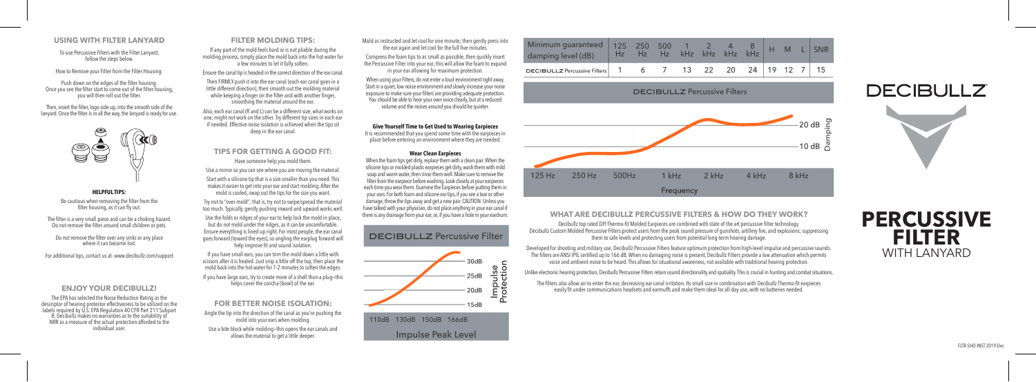## USING WITH FILTER LANYARD

To use Percussive Filters with the Filter Lanyard, follow the steps below.

How to Remove your Filter from the Filter Housing:

Push down on the edges of the filter housing. Once you see the filter start to come out of the filter housing, you will then roll out the filter.

Then, insert the filter, logo side up, into the smooth side of the lanyard. Once the filter is in all the way, the lanyard is ready for use.

**HELPFUL TIPS:**

Be cautious when removing the filter from the filter housing, as it can fly out.

The filter is a very small piece and can be a choking hazard. Do not remove the filter around small children or pets.

Do not remove the filter over any sinks or any place where it can become lost.

For additional tips, contact us at: www.decibullz.com/support

## ENJOY YOUR DECIBULLZ!

The EPA has selected the Noise Reduction Rating as the descriptor of hearing protector effectiveness to be utilized on the labels required by U.S. EPA Regulation 40 CFR Part 211 Subpart B. Decibullz makes no warranties as to the suitability of NRR as a measure of the actual protection afforded to the individual user.

## FILTER MOLDING TIPS:

If any part of the mold feels hard or is not pliable during the molding process, simply place the mold back into the hot water for a few minutes to let it fully soften.

Ensure the canal tip is headed in the correct direction of the ear canal.

Then FIRMLY push it into the ear canal (each ear canal goes in a little different direction), then smooth out the molding material while keeping a finger on the filter and with another finger, smoothing the material around the ear.

Also, each ear canal (R and L) can be a different size, what works on one, might not work on the other. Try different tip sizes in each ear if needed. Effective noise isolation is achieved when the tips sit deep in the ear canal.

## TIPS FOR GETTING A GOOD FIT:

Have someone help you mold them.

Use a mirror so you can see where you are moving the material.

Start with a silicone tip that is a size smaller than you need. This makes it easier to get into your ear and start molding. After the mold is cooled, swap out the tips for the size you want.

Try not to "over mold"; that is, try not to swipe/spread the material too much. Typically, gently pushing inward and upward works well.

Use the folds or ridges of your ear to help lock the mold in place, but do not mold under the ridges, as it can be uncomfortable. Ensure everything is lined up right. For most people, the ear canal goes forward (toward the eyes), so angling the earplug forward will help improve fit and sound isolation.

If you have small ears, you can trim the mold down a little with scissors after it is heated. Just snip a little off the top, then place the mold back into the hot water for 1-2 minutes to soften the edges.

If you have large ears, try to create more of a shell than a plug–this helps cover the concha (bowl) of the ear.

## FOR BETTER NOISE ISOLATION:

Angle the tip into the direction of the canal as you're pushing the mold into your ears when molding.

Use a bite block while molding–this opens the ear canals and allows the material to get a little deeper.

Mold as instructed and let cool for one minute; then gently press into the ear again and let cool for the full five minutes.

Compress the foam tips to as small as possible, then quickly insert the Percussive Filter into your ear, this will allow the foam to expand in your ear allowing for maximum protection.

When using your Filters, do not enter a loud environment right away. Start in a quiet, low noise environment and slowly increase your noise exposure to make sure your filters are providing adequate protection. You should be able to hear your own voice clearly, but at a reduced volume and the noises around you should be quieter.

**Give Yourself Time to Get Used to Wearing Earpieces**

It is recommended that you spend some time with the earpieces in place before entering an environment where they are needed.

**Wear Clean Earpieces**

When the foam tips get dirty, replace them with a clean pair. When the silicone tips or molded plastic earpieces get dirty, wash them with mild soap and warm water, then rinse them well. Make sure to remove the filter from the earpiece before washing. Look closely at your earpieces each time you wear them. Examine the Earpieces before putting them in your ears. For both foam and silicone ear tips, if you see a tear or other damage, throw the tips away and get a new pair. CAUTION: Unless you have talked with your physician, do not place anything in your ear canal if there is any drainage from your ear, or, if you have a hole in your eardrum.

DECIBULLZ Percussive Filter

30dB
25dB
20dB
15dB
Impulse Protection
110dB 130dB 150dB 166dB
Impulse Peak Level

| Minimum guaranteed damping level (dB) | 125 Hz | 250 Hz | 500 Hz | 1 kHz | 2 kHz | 4 kHz | 8 kHz | H | M | L | SNR |
|---|---|---|---|---|---|---|---|---|---|---|---|
| DECIBULLZ Percussive Filters | 1 | 6 | 7 | 13 | 22 | 20 | 24 | 19 | 12 | 7 | 15 |

DECIBULLZ Percussive Filters

20 dB
10 dB
Damping
125 Hz 250 Hz 500Hz 1 kHz 2 kHz 4 kHz 8 kHz
Frequency

## WHAT ARE DECIBULLZ PERCUSSIVE FILTERS & HOW DO THEY WORK?

Decibullz top rated DIY Thermo-fit Molded Earpieces are combined with state of the art percussive filter technology. Decibullz Custom Molded Percussive Filters protect users from the peak sound pressure of gunshots, artillery fire, and explosions; suppressing them to safe levels and protecting users from potential long-term hearing damage.

Developed for shooting and military use, Decibullz Percussive Filters feature optimum protection from high-level impulse and percussive sounds. The filters are ANSI IPIL certified up to 166 dB. When no damaging noise is present, Decibullz Filters provide a low attenuation which permits voice and ambient noise to be heard. This allows for situational awareness, not available with traditional hearing protection.

Unlike electronic hearing protection, Decibullz Percussive Filters retain sound directionality and spatiality. This is crucial in hunting and combat situations.

The filters also allow air to enter the ear, decreasing ear canal irritation. Its small size in combination with Decibullz Thermo-fit earpieces easily fit under communications headsets and earmuffs and make them ideal for all-day use, with no batteries needed.

DECIBULLZ

# PERCUSSIVE FILTER
WITH LANYARD

FLTR-SHO-INST 2019 Dec